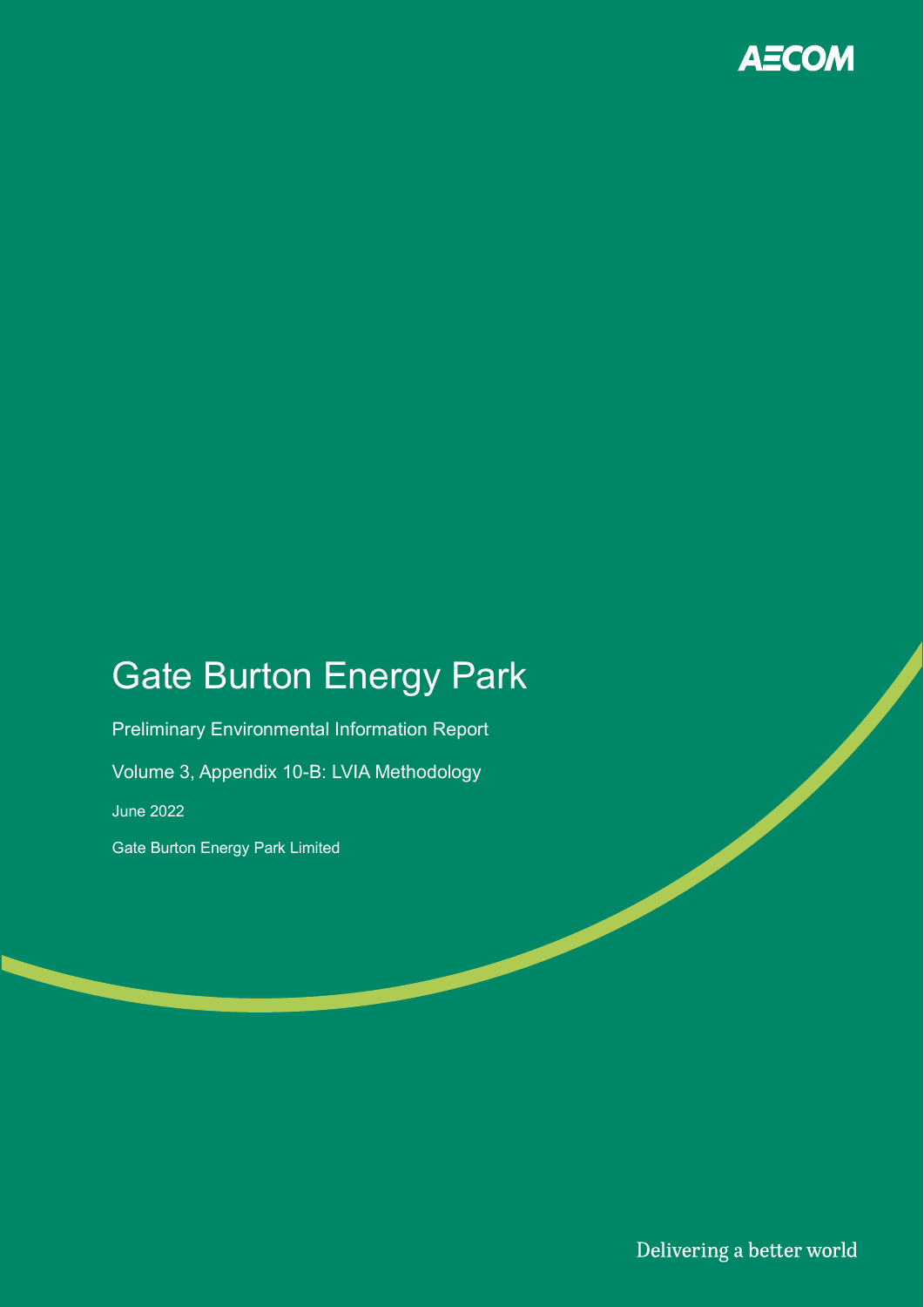AECOM

# Gate Burton Energy Park

Preliminary Environmental Information Report

Volume 3, Appendix 10-B: LVIA Methodology

June 2022

Gate Burton Energy Park Limited

Delivering a better world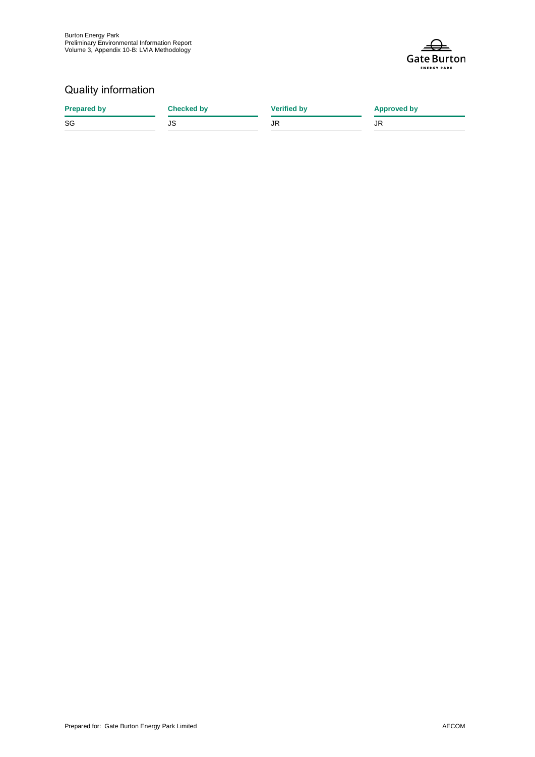## Quality information

| Prepared by | Checked by | Verified by | Approved by |
|---|---|---|---|
| SG | JS | JR | JR |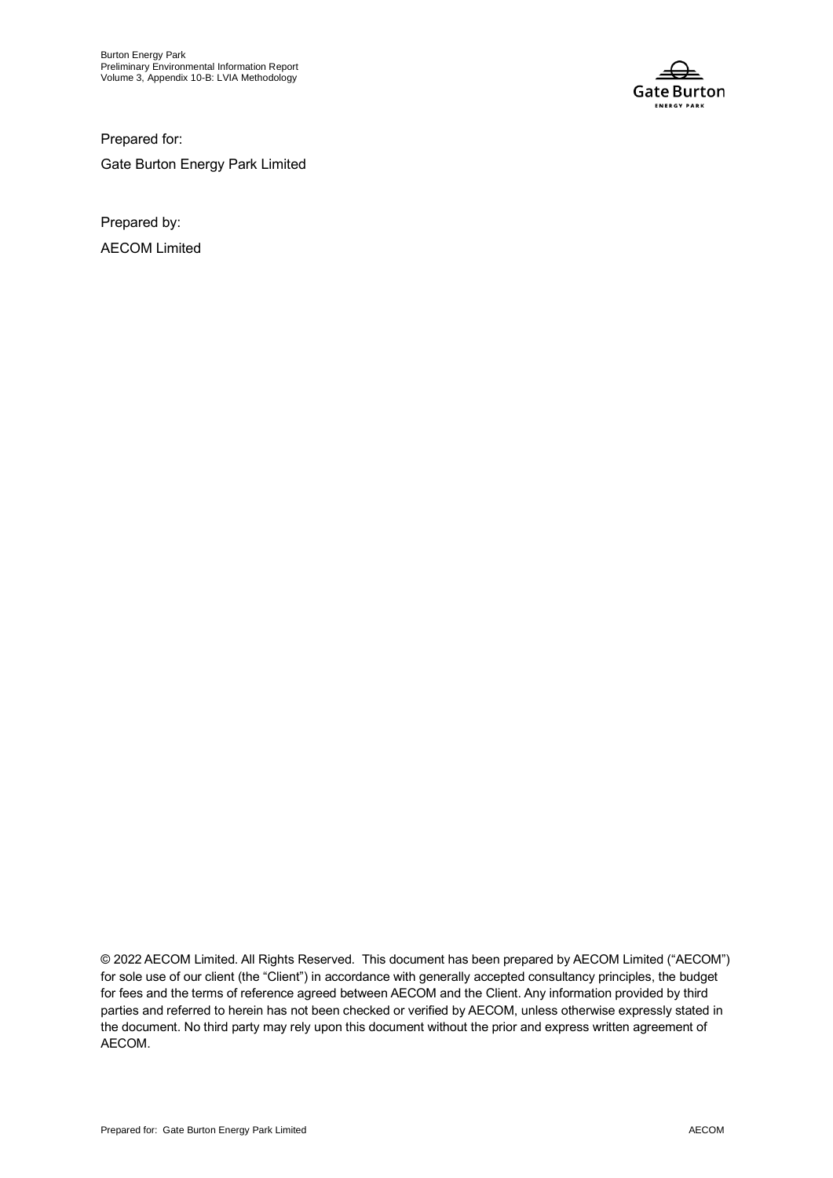Prepared for:

Gate Burton Energy Park Limited

Prepared by:

AECOM Limited

© 2022 AECOM Limited. All Rights Reserved. This document has been prepared by AECOM Limited ("AECOM") for sole use of our client (the "Client") in accordance with generally accepted consultancy principles, the budget for fees and the terms of reference agreed between AECOM and the Client. Any information provided by third parties and referred to herein has not been checked or verified by AECOM, unless otherwise expressly stated in the document. No third party may rely upon this document without the prior and express written agreement of AECOM.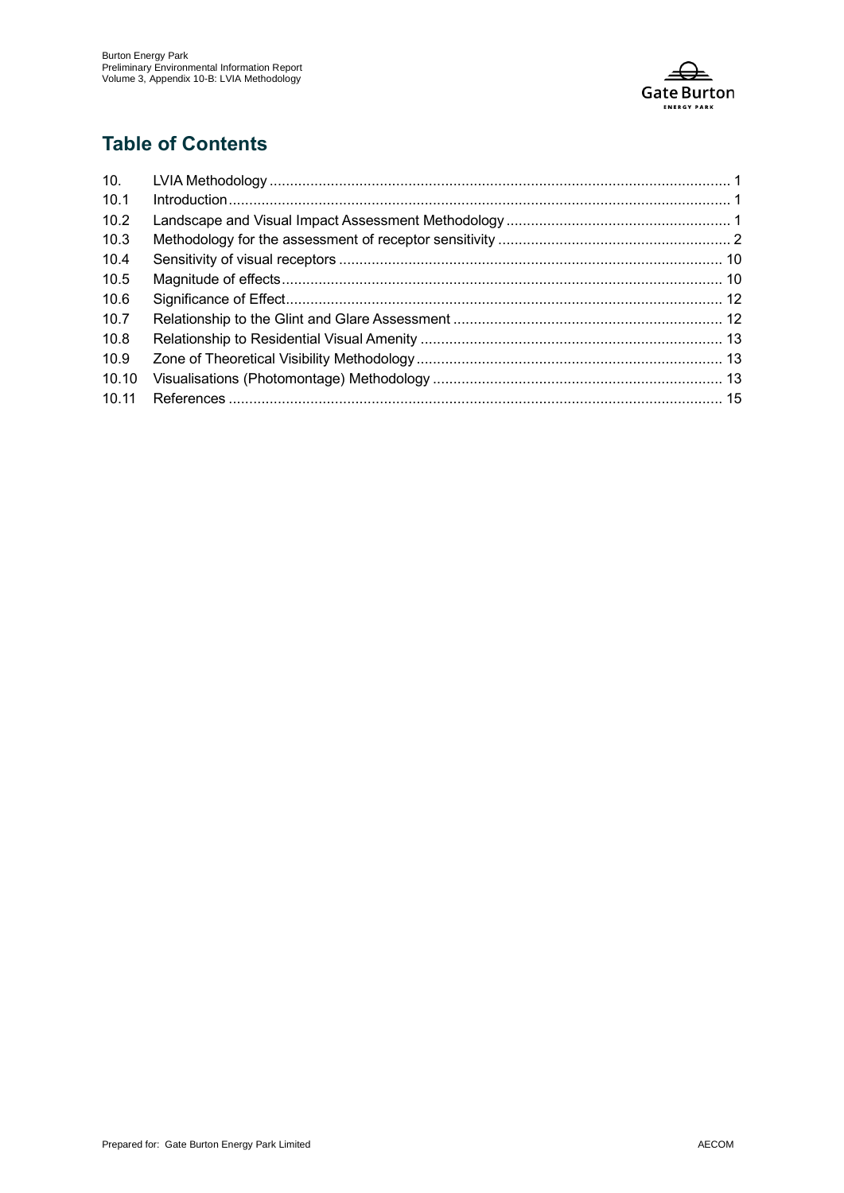## Table of Contents

| | | |
|---|---|---|
| 10. | LVIA Methodology | 1 |
| 10.1 | Introduction | 1 |
| 10.2 | Landscape and Visual Impact Assessment Methodology | 1 |
| 10.3 | Methodology for the assessment of receptor sensitivity | 2 |
| 10.4 | Sensitivity of visual receptors | 10 |
| 10.5 | Magnitude of effects | 10 |
| 10.6 | Significance of Effect | 12 |
| 10.7 | Relationship to the Glint and Glare Assessment | 12 |
| 10.8 | Relationship to Residential Visual Amenity | 13 |
| 10.9 | Zone of Theoretical Visibility Methodology | 13 |
| 10.10 | Visualisations (Photomontage) Methodology | 13 |
| 10.11 | References | 15 |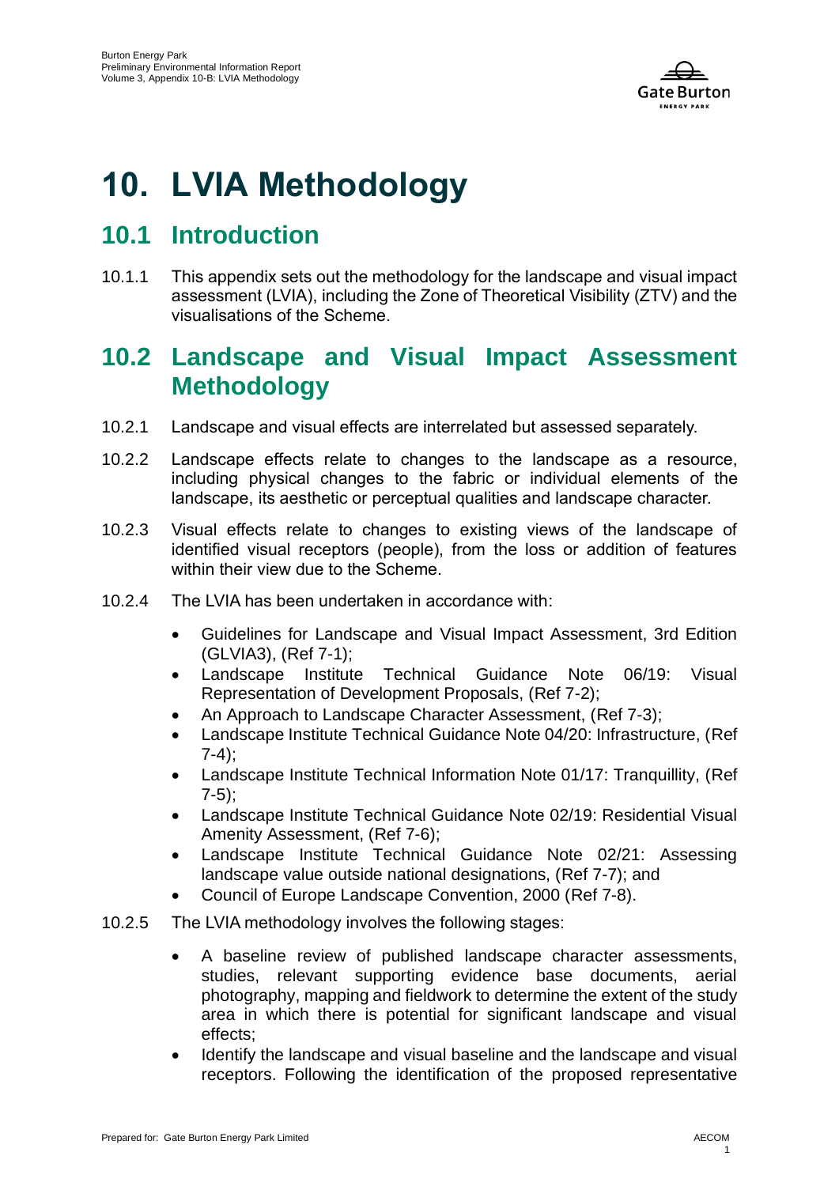# 10. LVIA Methodology

## 10.1 Introduction

10.1.1 This appendix sets out the methodology for the landscape and visual impact assessment (LVIA), including the Zone of Theoretical Visibility (ZTV) and the visualisations of the Scheme.

## 10.2 Landscape and Visual Impact Assessment Methodology

10.2.1 Landscape and visual effects are interrelated but assessed separately.

10.2.2 Landscape effects relate to changes to the landscape as a resource, including physical changes to the fabric or individual elements of the landscape, its aesthetic or perceptual qualities and landscape character.

10.2.3 Visual effects relate to changes to existing views of the landscape of identified visual receptors (people), from the loss or addition of features within their view due to the Scheme.

10.2.4 The LVIA has been undertaken in accordance with:

- Guidelines for Landscape and Visual Impact Assessment, 3rd Edition (GLVIA3), (Ref 7-1);
- Landscape Institute Technical Guidance Note 06/19: Visual Representation of Development Proposals, (Ref 7-2);
- An Approach to Landscape Character Assessment, (Ref 7-3);
- Landscape Institute Technical Guidance Note 04/20: Infrastructure, (Ref 7-4);
- Landscape Institute Technical Information Note 01/17: Tranquillity, (Ref 7-5);
- Landscape Institute Technical Guidance Note 02/19: Residential Visual Amenity Assessment, (Ref 7-6);
- Landscape Institute Technical Guidance Note 02/21: Assessing landscape value outside national designations, (Ref 7-7); and
- Council of Europe Landscape Convention, 2000 (Ref 7-8).

10.2.5 The LVIA methodology involves the following stages:

- A baseline review of published landscape character assessments, studies, relevant supporting evidence base documents, aerial photography, mapping and fieldwork to determine the extent of the study area in which there is potential for significant landscape and visual effects;
- Identify the landscape and visual baseline and the landscape and visual receptors. Following the identification of the proposed representative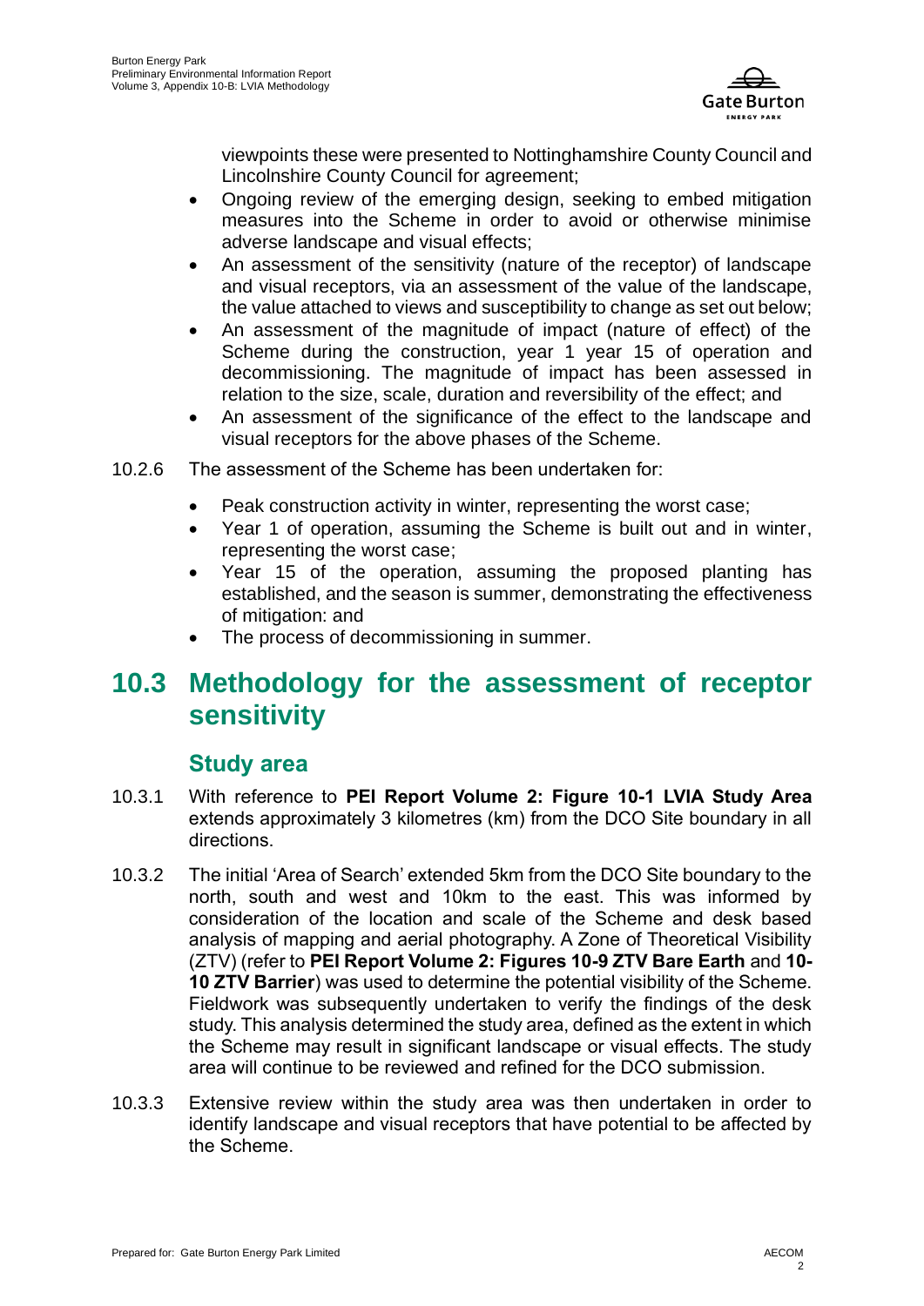viewpoints these were presented to Nottinghamshire County Council and Lincolnshire County Council for agreement;

- Ongoing review of the emerging design, seeking to embed mitigation measures into the Scheme in order to avoid or otherwise minimise adverse landscape and visual effects;
- An assessment of the sensitivity (nature of the receptor) of landscape and visual receptors, via an assessment of the value of the landscape, the value attached to views and susceptibility to change as set out below;
- An assessment of the magnitude of impact (nature of effect) of the Scheme during the construction, year 1 year 15 of operation and decommissioning. The magnitude of impact has been assessed in relation to the size, scale, duration and reversibility of the effect; and
- An assessment of the significance of the effect to the landscape and visual receptors for the above phases of the Scheme.

10.2.6 The assessment of the Scheme has been undertaken for:

- Peak construction activity in winter, representing the worst case;
- Year 1 of operation, assuming the Scheme is built out and in winter, representing the worst case;
- Year 15 of the operation, assuming the proposed planting has established, and the season is summer, demonstrating the effectiveness of mitigation: and
- The process of decommissioning in summer.

## 10.3 Methodology for the assessment of receptor sensitivity

### Study area

10.3.1 With reference to **PEI Report Volume 2: Figure 10-1 LVIA Study Area** extends approximately 3 kilometres (km) from the DCO Site boundary in all directions.

10.3.2 The initial 'Area of Search' extended 5km from the DCO Site boundary to the north, south and west and 10km to the east. This was informed by consideration of the location and scale of the Scheme and desk based analysis of mapping and aerial photography. A Zone of Theoretical Visibility (ZTV) (refer to **PEI Report Volume 2: Figures 10-9 ZTV Bare Earth** and **10-10 ZTV Barrier**) was used to determine the potential visibility of the Scheme. Fieldwork was subsequently undertaken to verify the findings of the desk study. This analysis determined the study area, defined as the extent in which the Scheme may result in significant landscape or visual effects. The study area will continue to be reviewed and refined for the DCO submission.

10.3.3 Extensive review within the study area was then undertaken in order to identify landscape and visual receptors that have potential to be affected by the Scheme.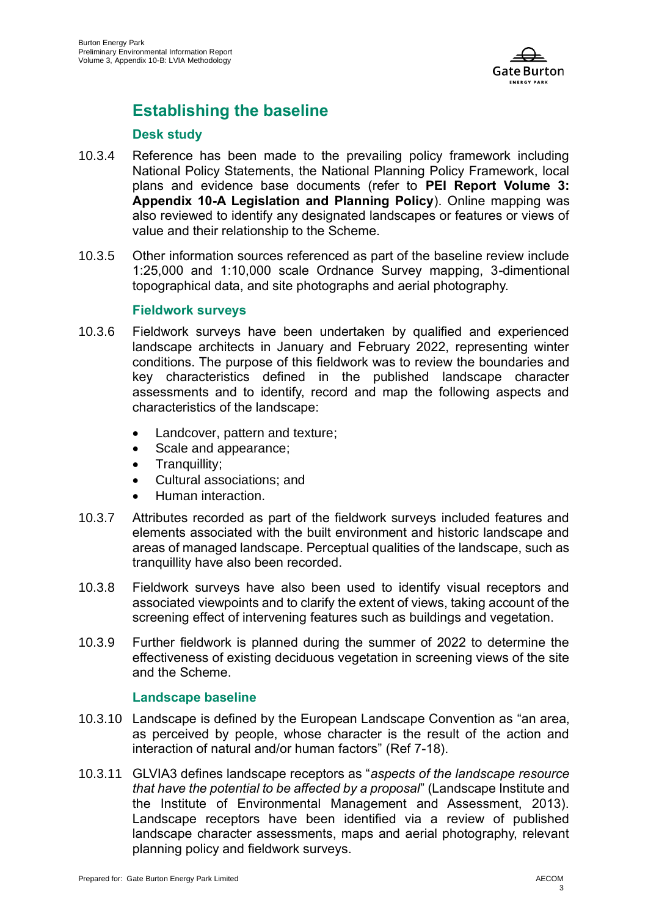## Establishing the baseline

### Desk study

10.3.4 Reference has been made to the prevailing policy framework including National Policy Statements, the National Planning Policy Framework, local plans and evidence base documents (refer to **PEI Report Volume 3: Appendix 10-A Legislation and Planning Policy**). Online mapping was also reviewed to identify any designated landscapes or features or views of value and their relationship to the Scheme.

10.3.5 Other information sources referenced as part of the baseline review include 1:25,000 and 1:10,000 scale Ordnance Survey mapping, 3-dimentional topographical data, and site photographs and aerial photography.

### Fieldwork surveys

10.3.6 Fieldwork surveys have been undertaken by qualified and experienced landscape architects in January and February 2022, representing winter conditions. The purpose of this fieldwork was to review the boundaries and key characteristics defined in the published landscape character assessments and to identify, record and map the following aspects and characteristics of the landscape:

- Landcover, pattern and texture;
- Scale and appearance;
- Tranquillity;
- Cultural associations; and
- Human interaction.

10.3.7 Attributes recorded as part of the fieldwork surveys included features and elements associated with the built environment and historic landscape and areas of managed landscape. Perceptual qualities of the landscape, such as tranquillity have also been recorded.

10.3.8 Fieldwork surveys have also been used to identify visual receptors and associated viewpoints and to clarify the extent of views, taking account of the screening effect of intervening features such as buildings and vegetation.

10.3.9 Further fieldwork is planned during the summer of 2022 to determine the effectiveness of existing deciduous vegetation in screening views of the site and the Scheme.

### Landscape baseline

10.3.10 Landscape is defined by the European Landscape Convention as "an area, as perceived by people, whose character is the result of the action and interaction of natural and/or human factors" (Ref 7-18).

10.3.11 GLVIA3 defines landscape receptors as "*aspects of the landscape resource that have the potential to be affected by a proposal*" (Landscape Institute and the Institute of Environmental Management and Assessment, 2013). Landscape receptors have been identified via a review of published landscape character assessments, maps and aerial photography, relevant planning policy and fieldwork surveys.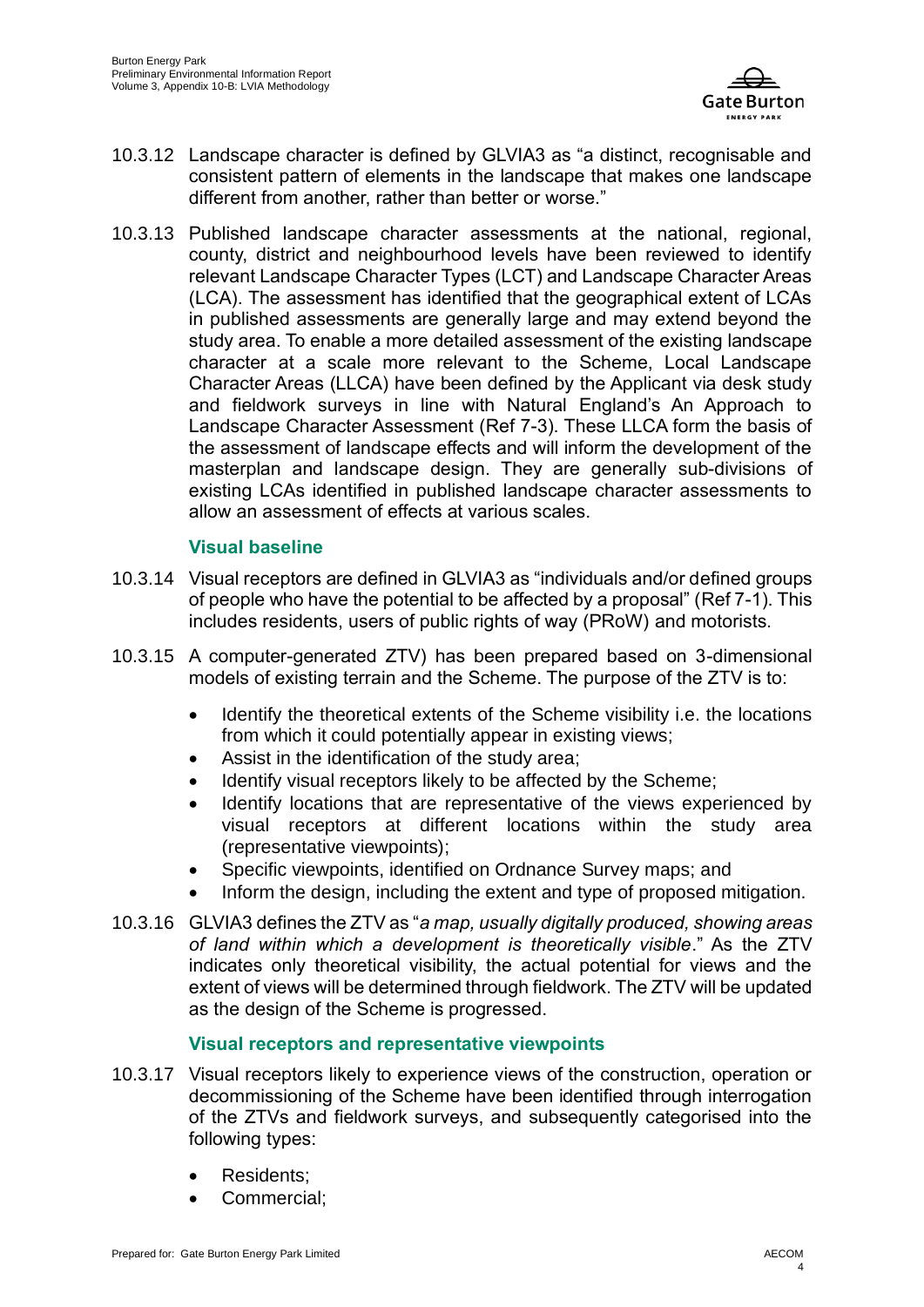10.3.12 Landscape character is defined by GLVIA3 as "a distinct, recognisable and consistent pattern of elements in the landscape that makes one landscape different from another, rather than better or worse."

10.3.13 Published landscape character assessments at the national, regional, county, district and neighbourhood levels have been reviewed to identify relevant Landscape Character Types (LCT) and Landscape Character Areas (LCA). The assessment has identified that the geographical extent of LCAs in published assessments are generally large and may extend beyond the study area. To enable a more detailed assessment of the existing landscape character at a scale more relevant to the Scheme, Local Landscape Character Areas (LLCA) have been defined by the Applicant via desk study and fieldwork surveys in line with Natural England's An Approach to Landscape Character Assessment (Ref 7-3). These LLCA form the basis of the assessment of landscape effects and will inform the development of the masterplan and landscape design. They are generally sub-divisions of existing LCAs identified in published landscape character assessments to allow an assessment of effects at various scales.

### Visual baseline

10.3.14 Visual receptors are defined in GLVIA3 as "individuals and/or defined groups of people who have the potential to be affected by a proposal" (Ref 7-1). This includes residents, users of public rights of way (PRoW) and motorists.

10.3.15 A computer-generated ZTV) has been prepared based on 3-dimensional models of existing terrain and the Scheme. The purpose of the ZTV is to:

- Identify the theoretical extents of the Scheme visibility i.e. the locations from which it could potentially appear in existing views;
- Assist in the identification of the study area;
- Identify visual receptors likely to be affected by the Scheme;
- Identify locations that are representative of the views experienced by visual receptors at different locations within the study area (representative viewpoints);
- Specific viewpoints, identified on Ordnance Survey maps; and
- Inform the design, including the extent and type of proposed mitigation.

10.3.16 GLVIA3 defines the ZTV as "*a map, usually digitally produced, showing areas of land within which a development is theoretically visible*." As the ZTV indicates only theoretical visibility, the actual potential for views and the extent of views will be determined through fieldwork. The ZTV will be updated as the design of the Scheme is progressed.

### Visual receptors and representative viewpoints

10.3.17 Visual receptors likely to experience views of the construction, operation or decommissioning of the Scheme have been identified through interrogation of the ZTVs and fieldwork surveys, and subsequently categorised into the following types:

- Residents;
- Commercial;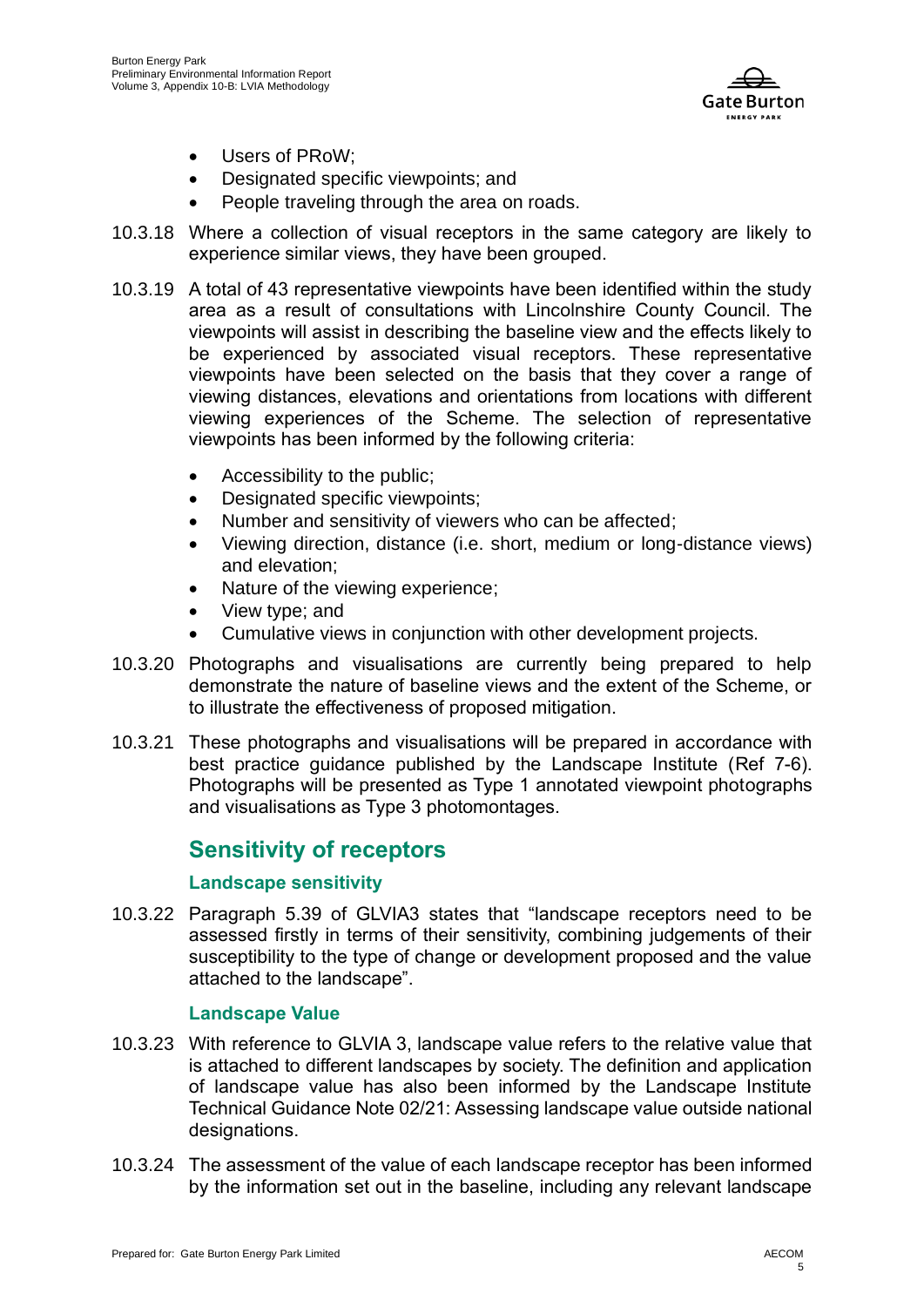- Users of PRoW;
- Designated specific viewpoints; and
- People traveling through the area on roads.

10.3.18 Where a collection of visual receptors in the same category are likely to experience similar views, they have been grouped.

10.3.19 A total of 43 representative viewpoints have been identified within the study area as a result of consultations with Lincolnshire County Council. The viewpoints will assist in describing the baseline view and the effects likely to be experienced by associated visual receptors. These representative viewpoints have been selected on the basis that they cover a range of viewing distances, elevations and orientations from locations with different viewing experiences of the Scheme. The selection of representative viewpoints has been informed by the following criteria:

- Accessibility to the public;
- Designated specific viewpoints;
- Number and sensitivity of viewers who can be affected;
- Viewing direction, distance (i.e. short, medium or long-distance views) and elevation;
- Nature of the viewing experience;
- View type; and
- Cumulative views in conjunction with other development projects.

10.3.20 Photographs and visualisations are currently being prepared to help demonstrate the nature of baseline views and the extent of the Scheme, or to illustrate the effectiveness of proposed mitigation.

10.3.21 These photographs and visualisations will be prepared in accordance with best practice guidance published by the Landscape Institute (Ref 7-6). Photographs will be presented as Type 1 annotated viewpoint photographs and visualisations as Type 3 photomontages.

## Sensitivity of receptors

### Landscape sensitivity

10.3.22 Paragraph 5.39 of GLVIA3 states that "landscape receptors need to be assessed firstly in terms of their sensitivity, combining judgements of their susceptibility to the type of change or development proposed and the value attached to the landscape".

### Landscape Value

10.3.23 With reference to GLVIA 3, landscape value refers to the relative value that is attached to different landscapes by society. The definition and application of landscape value has also been informed by the Landscape Institute Technical Guidance Note 02/21: Assessing landscape value outside national designations.

10.3.24 The assessment of the value of each landscape receptor has been informed by the information set out in the baseline, including any relevant landscape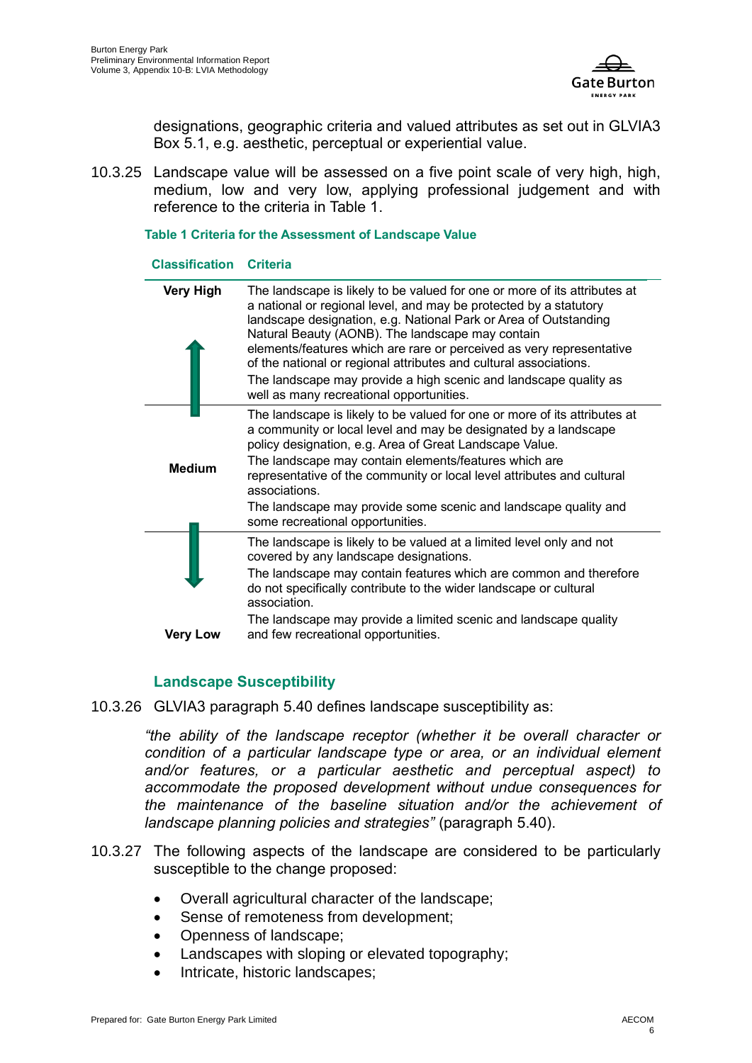designations, geographic criteria and valued attributes as set out in GLVIA3 Box 5.1, e.g. aesthetic, perceptual or experiential value.

10.3.25 Landscape value will be assessed on a five point scale of very high, high, medium, low and very low, applying professional judgement and with reference to the criteria in Table 1.

**Table 1 Criteria for the Assessment of Landscape Value**

| Classification | Criteria |
|---|---|
| **Very High** | The landscape is likely to be valued for one or more of its attributes at a national or regional level, and may be protected by a statutory landscape designation, e.g. National Park or Area of Outstanding Natural Beauty (AONB). The landscape may contain elements/features which are rare or perceived as very representative of the national or regional attributes and cultural associations. The landscape may provide a high scenic and landscape quality as well as many recreational opportunities. |
| **Medium** | The landscape is likely to be valued for one or more of its attributes at a community or local level and may be designated by a landscape policy designation, e.g. Area of Great Landscape Value. The landscape may contain elements/features which are representative of the community or local level attributes and cultural associations. The landscape may provide some scenic and landscape quality and some recreational opportunities. |
| **Very Low** | The landscape is likely to be valued at a limited level only and not covered by any landscape designations. The landscape may contain features which are common and therefore do not specifically contribute to the wider landscape or cultural association. The landscape may provide a limited scenic and landscape quality and few recreational opportunities. |

### Landscape Susceptibility

10.3.26 GLVIA3 paragraph 5.40 defines landscape susceptibility as:

*"the ability of the landscape receptor (whether it be overall character or condition of a particular landscape type or area, or an individual element and/or features, or a particular aesthetic and perceptual aspect) to accommodate the proposed development without undue consequences for the maintenance of the baseline situation and/or the achievement of landscape planning policies and strategies"* (paragraph 5.40).

10.3.27 The following aspects of the landscape are considered to be particularly susceptible to the change proposed:

- Overall agricultural character of the landscape;
- Sense of remoteness from development;
- Openness of landscape;
- Landscapes with sloping or elevated topography;
- Intricate, historic landscapes;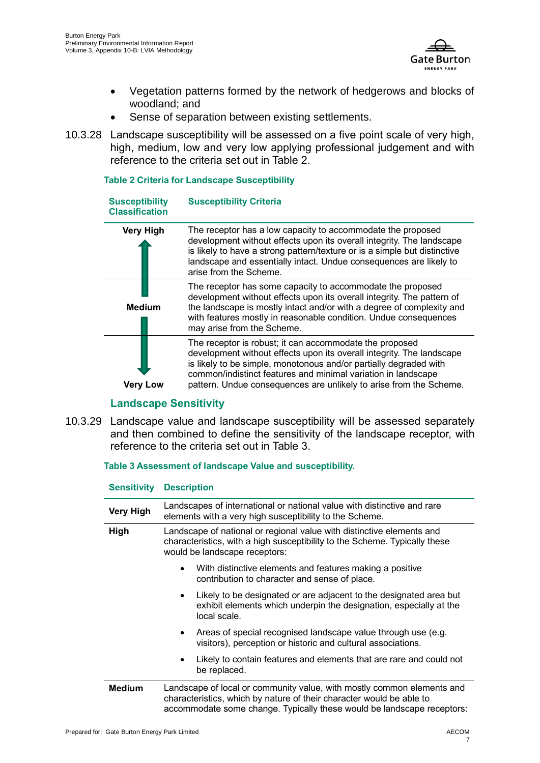- Vegetation patterns formed by the network of hedgerows and blocks of woodland; and
- Sense of separation between existing settlements.

10.3.28 Landscape susceptibility will be assessed on a five point scale of very high, high, medium, low and very low applying professional judgement and with reference to the criteria set out in Table 2.

**Table 2 Criteria for Landscape Susceptibility**

| Susceptibility Classification | Susceptibility Criteria |
|---|---|
| **Very High** | The receptor has a low capacity to accommodate the proposed development without effects upon its overall integrity. The landscape is likely to have a strong pattern/texture or is a simple but distinctive landscape and essentially intact. Undue consequences are likely to arise from the Scheme. |
| **Medium** | The receptor has some capacity to accommodate the proposed development without effects upon its overall integrity. The pattern of the landscape is mostly intact and/or with a degree of complexity and with features mostly in reasonable condition. Undue consequences may arise from the Scheme. |
| **Very Low** | The receptor is robust; it can accommodate the proposed development without effects upon its overall integrity. The landscape is likely to be simple, monotonous and/or partially degraded with common/indistinct features and minimal variation in landscape pattern. Undue consequences are unlikely to arise from the Scheme. |

### Landscape Sensitivity

10.3.29 Landscape value and landscape susceptibility will be assessed separately and then combined to define the sensitivity of the landscape receptor, with reference to the criteria set out in Table 3.

**Table 3 Assessment of landscape Value and susceptibility.**

| Sensitivity | Description |
|---|---|
| **Very High** | Landscapes of international or national value with distinctive and rare elements with a very high susceptibility to the Scheme. |
| **High** | Landscape of national or regional value with distinctive elements and characteristics, with a high susceptibility to the Scheme. Typically these would be landscape receptors:<br>• With distinctive elements and features making a positive contribution to character and sense of place.<br>• Likely to be designated or are adjacent to the designated area but exhibit elements which underpin the designation, especially at the local scale.<br>• Areas of special recognised landscape value through use (e.g. visitors), perception or historic and cultural associations.<br>• Likely to contain features and elements that are rare and could not be replaced. |
| **Medium** | Landscape of local or community value, with mostly common elements and characteristics, which by nature of their character would be able to accommodate some change. Typically these would be landscape receptors: |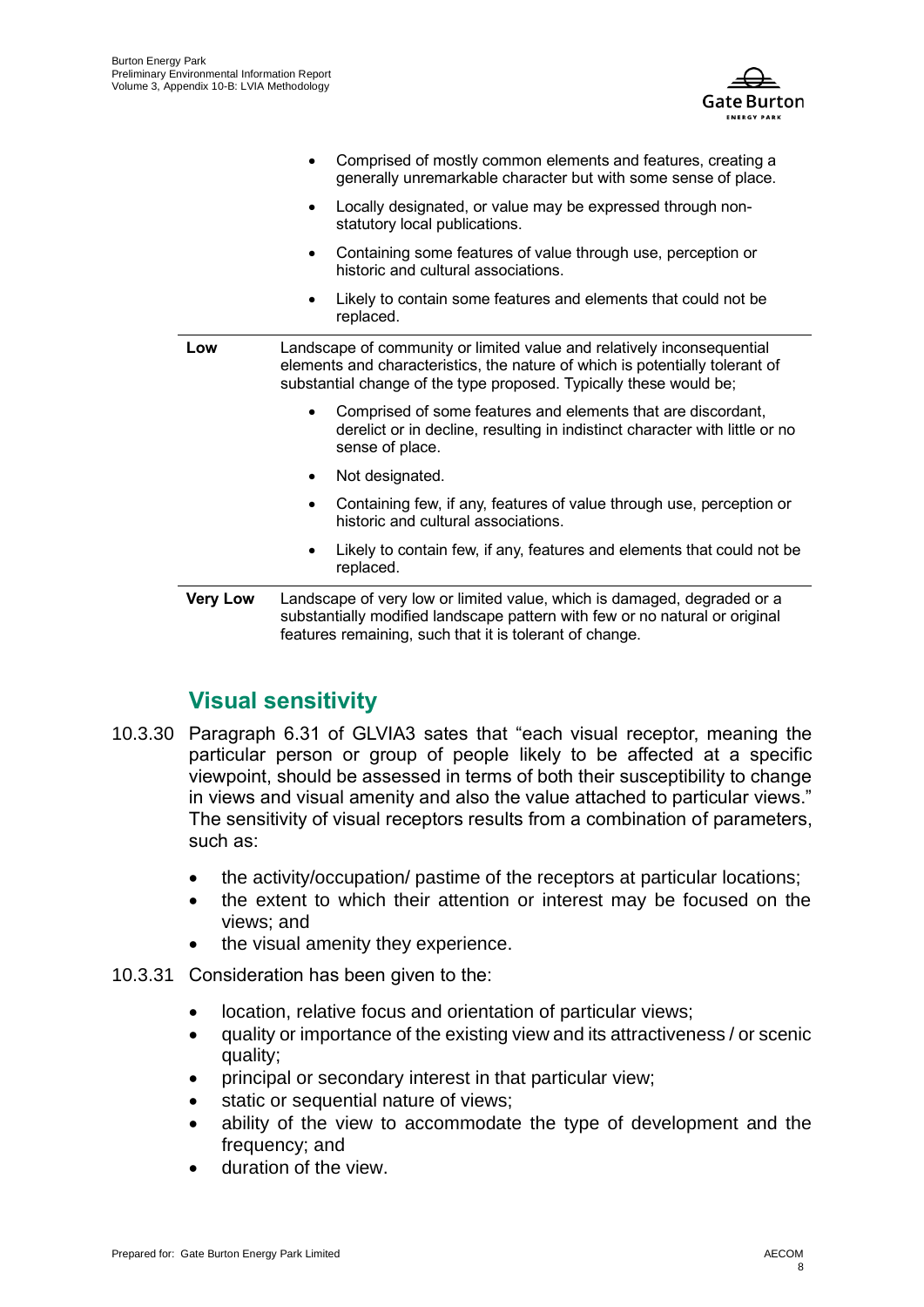| | |
|---|---|
| | • Comprised of mostly common elements and features, creating a generally unremarkable character but with some sense of place.<br>• Locally designated, or value may be expressed through non-statutory local publications.<br>• Containing some features of value through use, perception or historic and cultural associations.<br>• Likely to contain some features and elements that could not be replaced. |
| **Low** | Landscape of community or limited value and relatively inconsequential elements and characteristics, the nature of which is potentially tolerant of substantial change of the type proposed. Typically these would be;<br>• Comprised of some features and elements that are discordant, derelict or in decline, resulting in indistinct character with little or no sense of place.<br>• Not designated.<br>• Containing few, if any, features of value through use, perception or historic and cultural associations.<br>• Likely to contain few, if any, features and elements that could not be replaced. |
| **Very Low** | Landscape of very low or limited value, which is damaged, degraded or a substantially modified landscape pattern with few or no natural or original features remaining, such that it is tolerant of change. |

## Visual sensitivity

10.3.30 Paragraph 6.31 of GLVIA3 sates that "each visual receptor, meaning the particular person or group of people likely to be affected at a specific viewpoint, should be assessed in terms of both their susceptibility to change in views and visual amenity and also the value attached to particular views." The sensitivity of visual receptors results from a combination of parameters, such as:

- the activity/occupation/ pastime of the receptors at particular locations;
- the extent to which their attention or interest may be focused on the views; and
- the visual amenity they experience.

10.3.31 Consideration has been given to the:

- location, relative focus and orientation of particular views;
- quality or importance of the existing view and its attractiveness / or scenic quality;
- principal or secondary interest in that particular view;
- static or sequential nature of views;
- ability of the view to accommodate the type of development and the frequency; and
- duration of the view.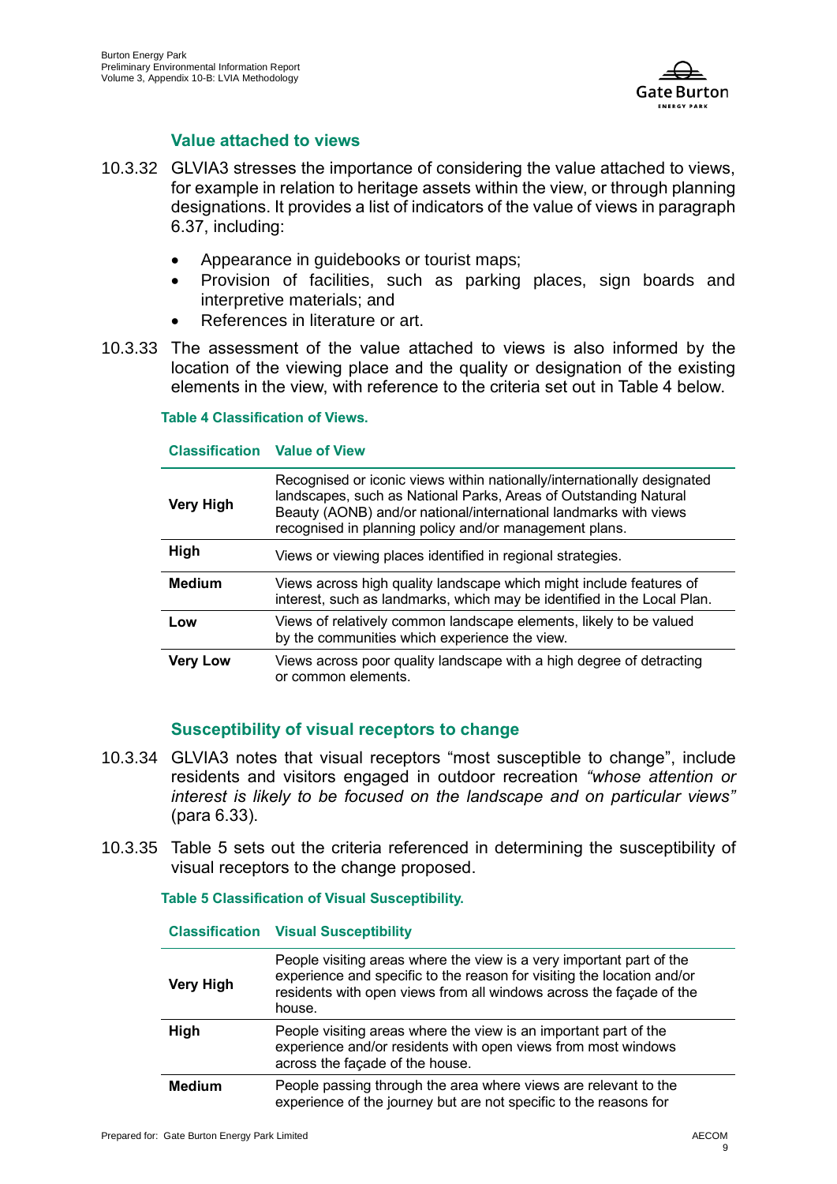### Value attached to views

10.3.32 GLVIA3 stresses the importance of considering the value attached to views, for example in relation to heritage assets within the view, or through planning designations. It provides a list of indicators of the value of views in paragraph 6.37, including:

- Appearance in guidebooks or tourist maps;
- Provision of facilities, such as parking places, sign boards and interpretive materials; and
- References in literature or art.

10.3.33 The assessment of the value attached to views is also informed by the location of the viewing place and the quality or designation of the existing elements in the view, with reference to the criteria set out in Table 4 below.

**Table 4 Classification of Views.**

| Classification | Value of View |
|---|---|
| **Very High** | Recognised or iconic views within nationally/internationally designated landscapes, such as National Parks, Areas of Outstanding Natural Beauty (AONB) and/or national/international landmarks with views recognised in planning policy and/or management plans. |
| **High** | Views or viewing places identified in regional strategies. |
| **Medium** | Views across high quality landscape which might include features of interest, such as landmarks, which may be identified in the Local Plan. |
| **Low** | Views of relatively common landscape elements, likely to be valued by the communities which experience the view. |
| **Very Low** | Views across poor quality landscape with a high degree of detracting or common elements. |

### Susceptibility of visual receptors to change

10.3.34 GLVIA3 notes that visual receptors "most susceptible to change", include residents and visitors engaged in outdoor recreation *"whose attention or interest is likely to be focused on the landscape and on particular views"* (para 6.33).

10.3.35 Table 5 sets out the criteria referenced in determining the susceptibility of visual receptors to the change proposed.

**Table 5 Classification of Visual Susceptibility.**

| Classification | Visual Susceptibility |
|---|---|
| **Very High** | People visiting areas where the view is a very important part of the experience and specific to the reason for visiting the location and/or residents with open views from all windows across the façade of the house. |
| **High** | People visiting areas where the view is an important part of the experience and/or residents with open views from most windows across the façade of the house. |
| **Medium** | People passing through the area where views are relevant to the experience of the journey but are not specific to the reasons for |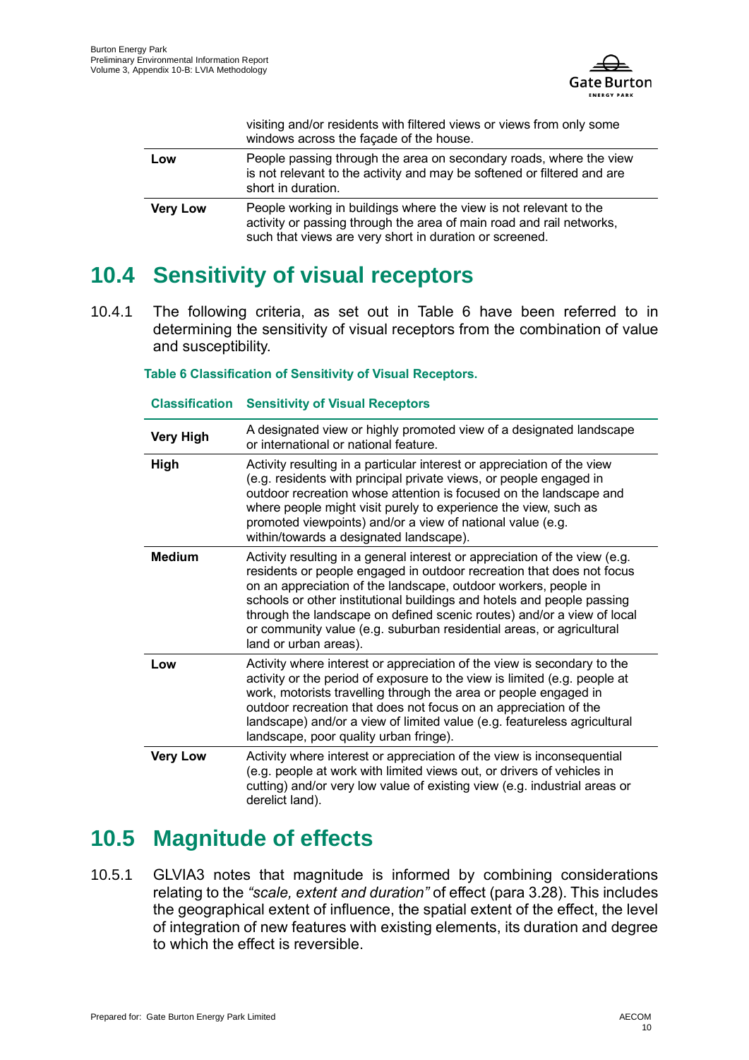| | |
|---|---|
| | visiting and/or residents with filtered views or views from only some windows across the façade of the house. |
| **Low** | People passing through the area on secondary roads, where the view is not relevant to the activity and may be softened or filtered and are short in duration. |
| **Very Low** | People working in buildings where the view is not relevant to the activity or passing through the area of main road and rail networks, such that views are very short in duration or screened. |

## 10.4 Sensitivity of visual receptors

10.4.1 The following criteria, as set out in Table 6 have been referred to in determining the sensitivity of visual receptors from the combination of value and susceptibility.

**Table 6 Classification of Sensitivity of Visual Receptors.**

| Classification | Sensitivity of Visual Receptors |
|---|---|
| **Very High** | A designated view or highly promoted view of a designated landscape or international or national feature. |
| **High** | Activity resulting in a particular interest or appreciation of the view (e.g. residents with principal private views, or people engaged in outdoor recreation whose attention is focused on the landscape and where people might visit purely to experience the view, such as promoted viewpoints) and/or a view of national value (e.g. within/towards a designated landscape). |
| **Medium** | Activity resulting in a general interest or appreciation of the view (e.g. residents or people engaged in outdoor recreation that does not focus on an appreciation of the landscape, outdoor workers, people in schools or other institutional buildings and hotels and people passing through the landscape on defined scenic routes) and/or a view of local or community value (e.g. suburban residential areas, or agricultural land or urban areas). |
| **Low** | Activity where interest or appreciation of the view is secondary to the activity or the period of exposure to the view is limited (e.g. people at work, motorists travelling through the area or people engaged in outdoor recreation that does not focus on an appreciation of the landscape) and/or a view of limited value (e.g. featureless agricultural landscape, poor quality urban fringe). |
| **Very Low** | Activity where interest or appreciation of the view is inconsequential (e.g. people at work with limited views out, or drivers of vehicles in cutting) and/or very low value of existing view (e.g. industrial areas or derelict land). |

## 10.5 Magnitude of effects

10.5.1 GLVIA3 notes that magnitude is informed by combining considerations relating to the *"scale, extent and duration"* of effect (para 3.28). This includes the geographical extent of influence, the spatial extent of the effect, the level of integration of new features with existing elements, its duration and degree to which the effect is reversible.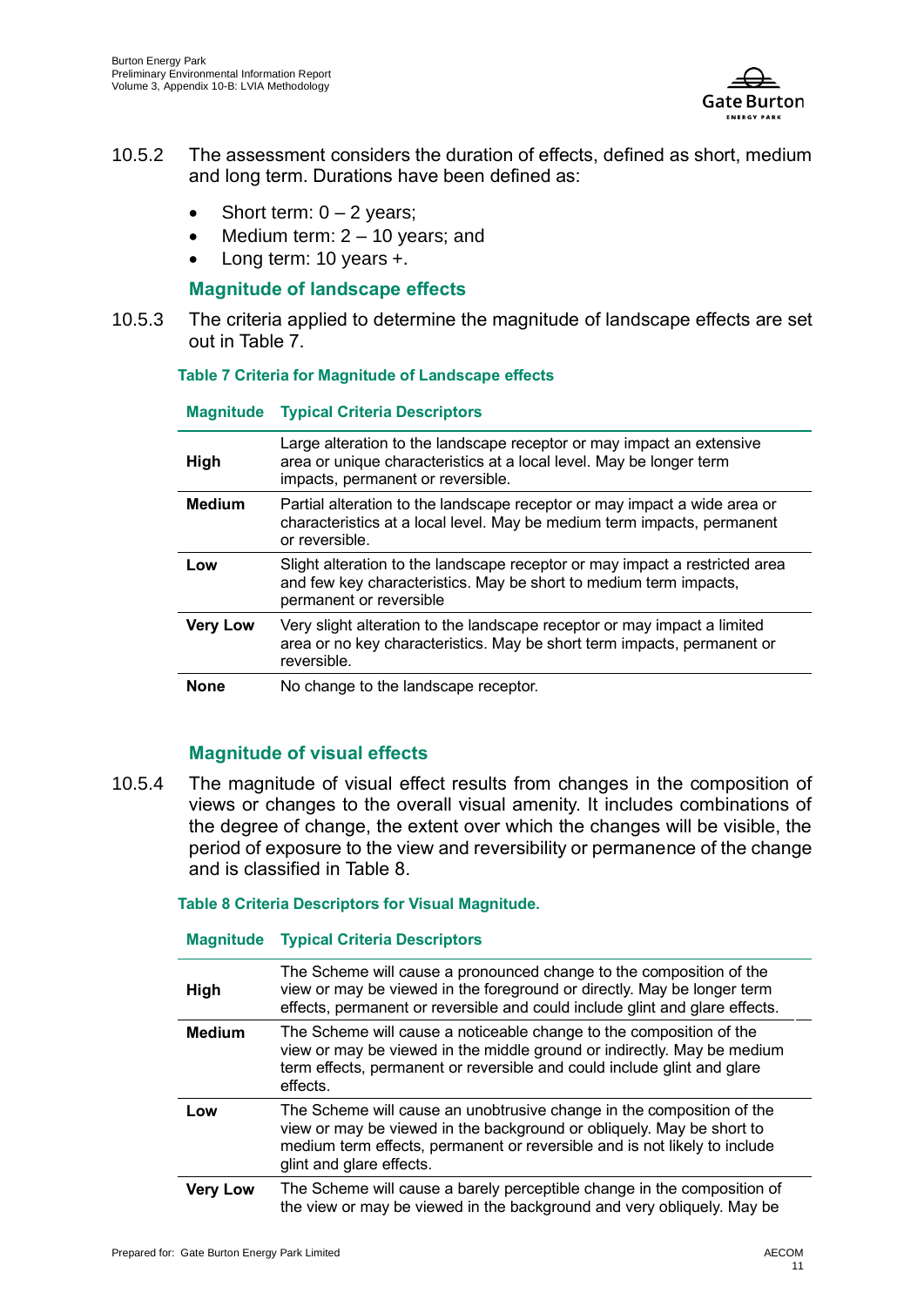10.5.2 The assessment considers the duration of effects, defined as short, medium and long term. Durations have been defined as:

- Short term: 0 – 2 years;
- Medium term: 2 – 10 years; and
- Long term: 10 years +.

### Magnitude of landscape effects

10.5.3 The criteria applied to determine the magnitude of landscape effects are set out in Table 7.

**Table 7 Criteria for Magnitude of Landscape effects**

| Magnitude | Typical Criteria Descriptors |
|---|---|
| **High** | Large alteration to the landscape receptor or may impact an extensive area or unique characteristics at a local level. May be longer term impacts, permanent or reversible. |
| **Medium** | Partial alteration to the landscape receptor or may impact a wide area or characteristics at a local level. May be medium term impacts, permanent or reversible. |
| **Low** | Slight alteration to the landscape receptor or may impact a restricted area and few key characteristics. May be short to medium term impacts, permanent or reversible |
| **Very Low** | Very slight alteration to the landscape receptor or may impact a limited area or no key characteristics. May be short term impacts, permanent or reversible. |
| **None** | No change to the landscape receptor. |

### Magnitude of visual effects

10.5.4 The magnitude of visual effect results from changes in the composition of views or changes to the overall visual amenity. It includes combinations of the degree of change, the extent over which the changes will be visible, the period of exposure to the view and reversibility or permanence of the change and is classified in Table 8.

**Table 8 Criteria Descriptors for Visual Magnitude.**

| Magnitude | Typical Criteria Descriptors |
|---|---|
| **High** | The Scheme will cause a pronounced change to the composition of the view or may be viewed in the foreground or directly. May be longer term effects, permanent or reversible and could include glint and glare effects. |
| **Medium** | The Scheme will cause a noticeable change to the composition of the view or may be viewed in the middle ground or indirectly. May be medium term effects, permanent or reversible and could include glint and glare effects. |
| **Low** | The Scheme will cause an unobtrusive change in the composition of the view or may be viewed in the background or obliquely. May be short to medium term effects, permanent or reversible and is not likely to include glint and glare effects. |
| **Very Low** | The Scheme will cause a barely perceptible change in the composition of the view or may be viewed in the background and very obliquely. May be |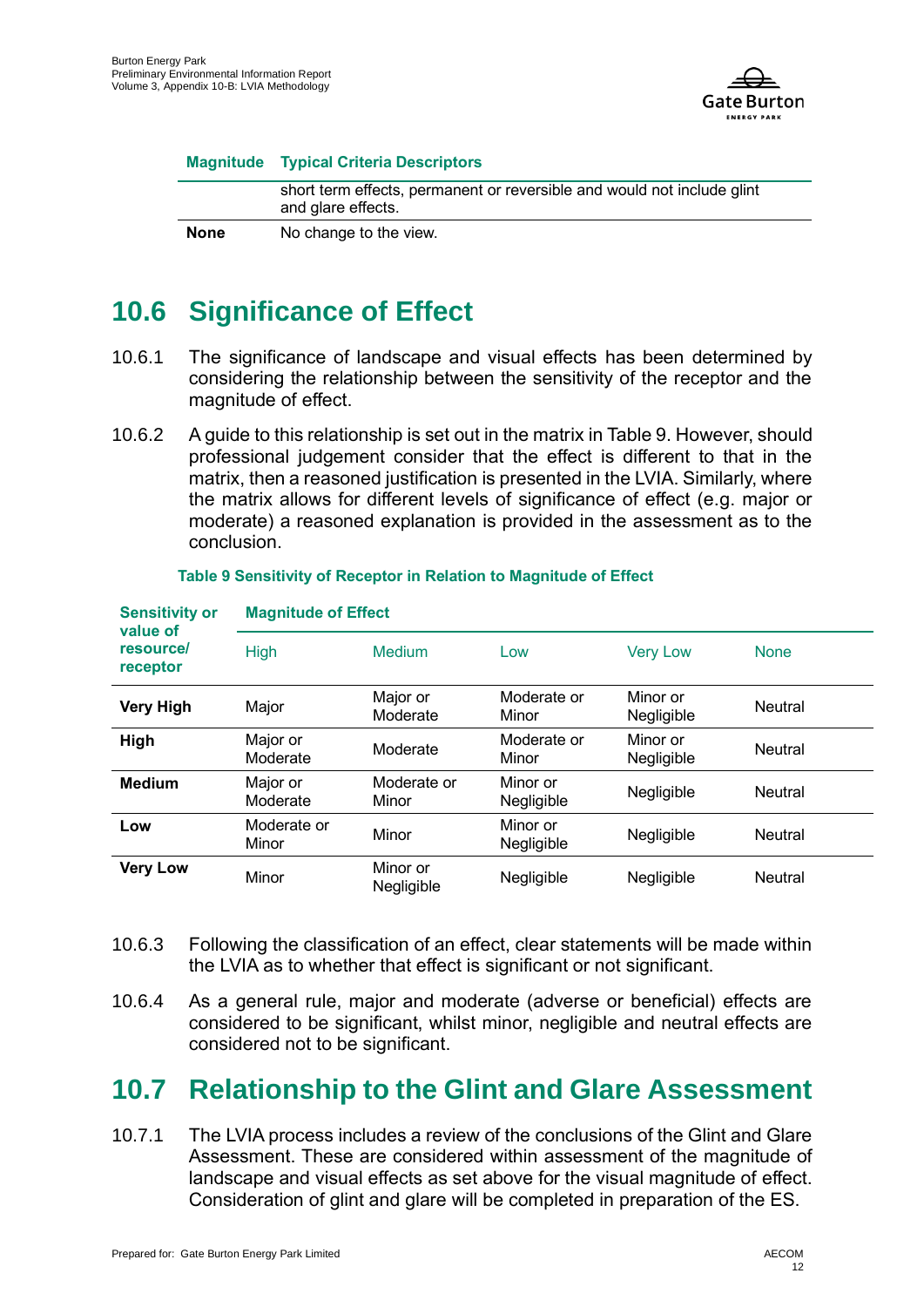| Magnitude | Typical Criteria Descriptors |
|---|---|
| | short term effects, permanent or reversible and would not include glint and glare effects. |
| **None** | No change to the view. |

## 10.6 Significance of Effect

10.6.1 The significance of landscape and visual effects has been determined by considering the relationship between the sensitivity of the receptor and the magnitude of effect.

10.6.2 A guide to this relationship is set out in the matrix in Table 9. However, should professional judgement consider that the effect is different to that in the matrix, then a reasoned justification is presented in the LVIA. Similarly, where the matrix allows for different levels of significance of effect (e.g. major or moderate) a reasoned explanation is provided in the assessment as to the conclusion.

**Table 9 Sensitivity of Receptor in Relation to Magnitude of Effect**

| Sensitivity or value of resource/ receptor | Magnitude of Effect | | | | |
|---|---|---|---|---|---|
| | High | Medium | Low | Very Low | None |
| **Very High** | Major | Major or Moderate | Moderate or Minor | Minor or Negligible | Neutral |
| **High** | Major or Moderate | Moderate | Moderate or Minor | Minor or Negligible | Neutral |
| **Medium** | Major or Moderate | Moderate or Minor | Minor or Negligible | Negligible | Neutral |
| **Low** | Moderate or Minor | Minor | Minor or Negligible | Negligible | Neutral |
| **Very Low** | Minor | Minor or Negligible | Negligible | Negligible | Neutral |

10.6.3 Following the classification of an effect, clear statements will be made within the LVIA as to whether that effect is significant or not significant.

10.6.4 As a general rule, major and moderate (adverse or beneficial) effects are considered to be significant, whilst minor, negligible and neutral effects are considered not to be significant.

## 10.7 Relationship to the Glint and Glare Assessment

10.7.1 The LVIA process includes a review of the conclusions of the Glint and Glare Assessment. These are considered within assessment of the magnitude of landscape and visual effects as set above for the visual magnitude of effect. Consideration of glint and glare will be completed in preparation of the ES.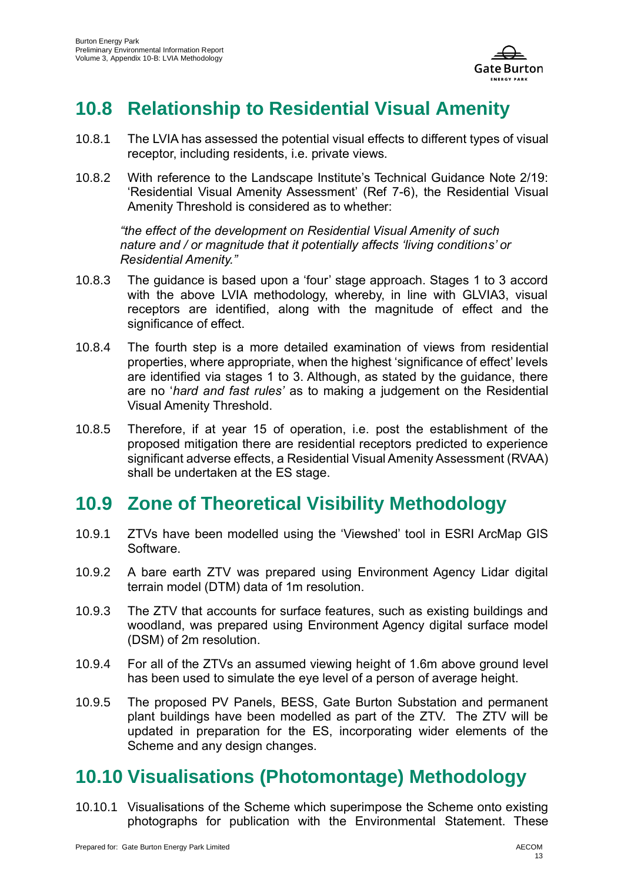## 10.8 Relationship to Residential Visual Amenity

10.8.1 The LVIA has assessed the potential visual effects to different types of visual receptor, including residents, i.e. private views.

10.8.2 With reference to the Landscape Institute's Technical Guidance Note 2/19: 'Residential Visual Amenity Assessment' (Ref 7-6), the Residential Visual Amenity Threshold is considered as to whether:

> *"the effect of the development on Residential Visual Amenity of such nature and / or magnitude that it potentially affects 'living conditions' or Residential Amenity."*

10.8.3 The guidance is based upon a 'four' stage approach. Stages 1 to 3 accord with the above LVIA methodology, whereby, in line with GLVIA3, visual receptors are identified, along with the magnitude of effect and the significance of effect.

10.8.4 The fourth step is a more detailed examination of views from residential properties, where appropriate, when the highest 'significance of effect' levels are identified via stages 1 to 3. Although, as stated by the guidance, there are no '*hard and fast rules'* as to making a judgement on the Residential Visual Amenity Threshold.

10.8.5 Therefore, if at year 15 of operation, i.e. post the establishment of the proposed mitigation there are residential receptors predicted to experience significant adverse effects, a Residential Visual Amenity Assessment (RVAA) shall be undertaken at the ES stage.

## 10.9 Zone of Theoretical Visibility Methodology

10.9.1 ZTVs have been modelled using the 'Viewshed' tool in ESRI ArcMap GIS Software.

10.9.2 A bare earth ZTV was prepared using Environment Agency Lidar digital terrain model (DTM) data of 1m resolution.

10.9.3 The ZTV that accounts for surface features, such as existing buildings and woodland, was prepared using Environment Agency digital surface model (DSM) of 2m resolution.

10.9.4 For all of the ZTVs an assumed viewing height of 1.6m above ground level has been used to simulate the eye level of a person of average height.

10.9.5 The proposed PV Panels, BESS, Gate Burton Substation and permanent plant buildings have been modelled as part of the ZTV. The ZTV will be updated in preparation for the ES, incorporating wider elements of the Scheme and any design changes.

## 10.10 Visualisations (Photomontage) Methodology

10.10.1 Visualisations of the Scheme which superimpose the Scheme onto existing photographs for publication with the Environmental Statement. These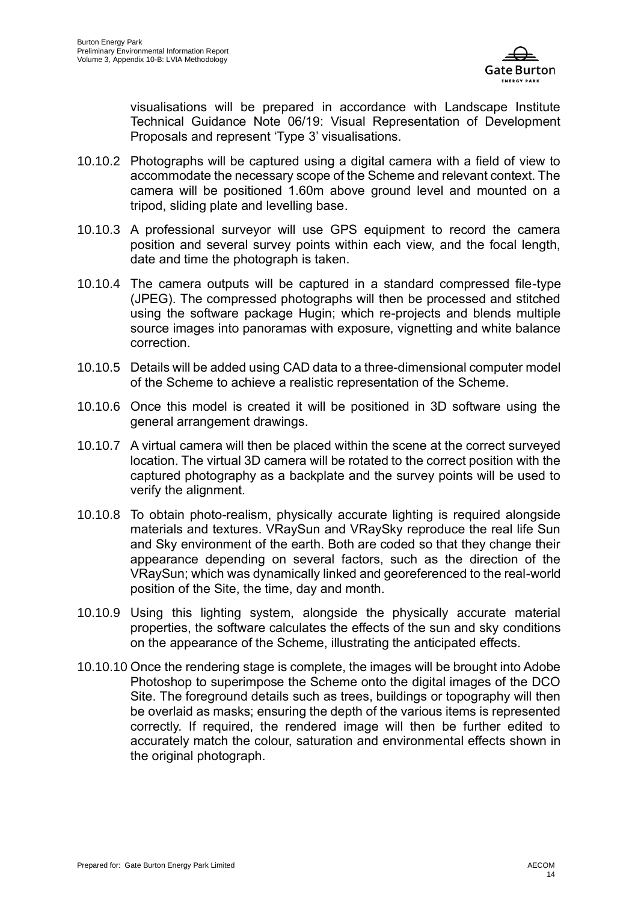visualisations will be prepared in accordance with Landscape Institute Technical Guidance Note 06/19: Visual Representation of Development Proposals and represent 'Type 3' visualisations.

10.10.2 Photographs will be captured using a digital camera with a field of view to accommodate the necessary scope of the Scheme and relevant context. The camera will be positioned 1.60m above ground level and mounted on a tripod, sliding plate and levelling base.

10.10.3 A professional surveyor will use GPS equipment to record the camera position and several survey points within each view, and the focal length, date and time the photograph is taken.

10.10.4 The camera outputs will be captured in a standard compressed file-type (JPEG). The compressed photographs will then be processed and stitched using the software package Hugin; which re-projects and blends multiple source images into panoramas with exposure, vignetting and white balance correction.

10.10.5 Details will be added using CAD data to a three-dimensional computer model of the Scheme to achieve a realistic representation of the Scheme.

10.10.6 Once this model is created it will be positioned in 3D software using the general arrangement drawings.

10.10.7 A virtual camera will then be placed within the scene at the correct surveyed location. The virtual 3D camera will be rotated to the correct position with the captured photography as a backplate and the survey points will be used to verify the alignment.

10.10.8 To obtain photo-realism, physically accurate lighting is required alongside materials and textures. VRaySun and VRaySky reproduce the real life Sun and Sky environment of the earth. Both are coded so that they change their appearance depending on several factors, such as the direction of the VRaySun; which was dynamically linked and georeferenced to the real-world position of the Site, the time, day and month.

10.10.9 Using this lighting system, alongside the physically accurate material properties, the software calculates the effects of the sun and sky conditions on the appearance of the Scheme, illustrating the anticipated effects.

10.10.10 Once the rendering stage is complete, the images will be brought into Adobe Photoshop to superimpose the Scheme onto the digital images of the DCO Site. The foreground details such as trees, buildings or topography will then be overlaid as masks; ensuring the depth of the various items is represented correctly. If required, the rendered image will then be further edited to accurately match the colour, saturation and environmental effects shown in the original photograph.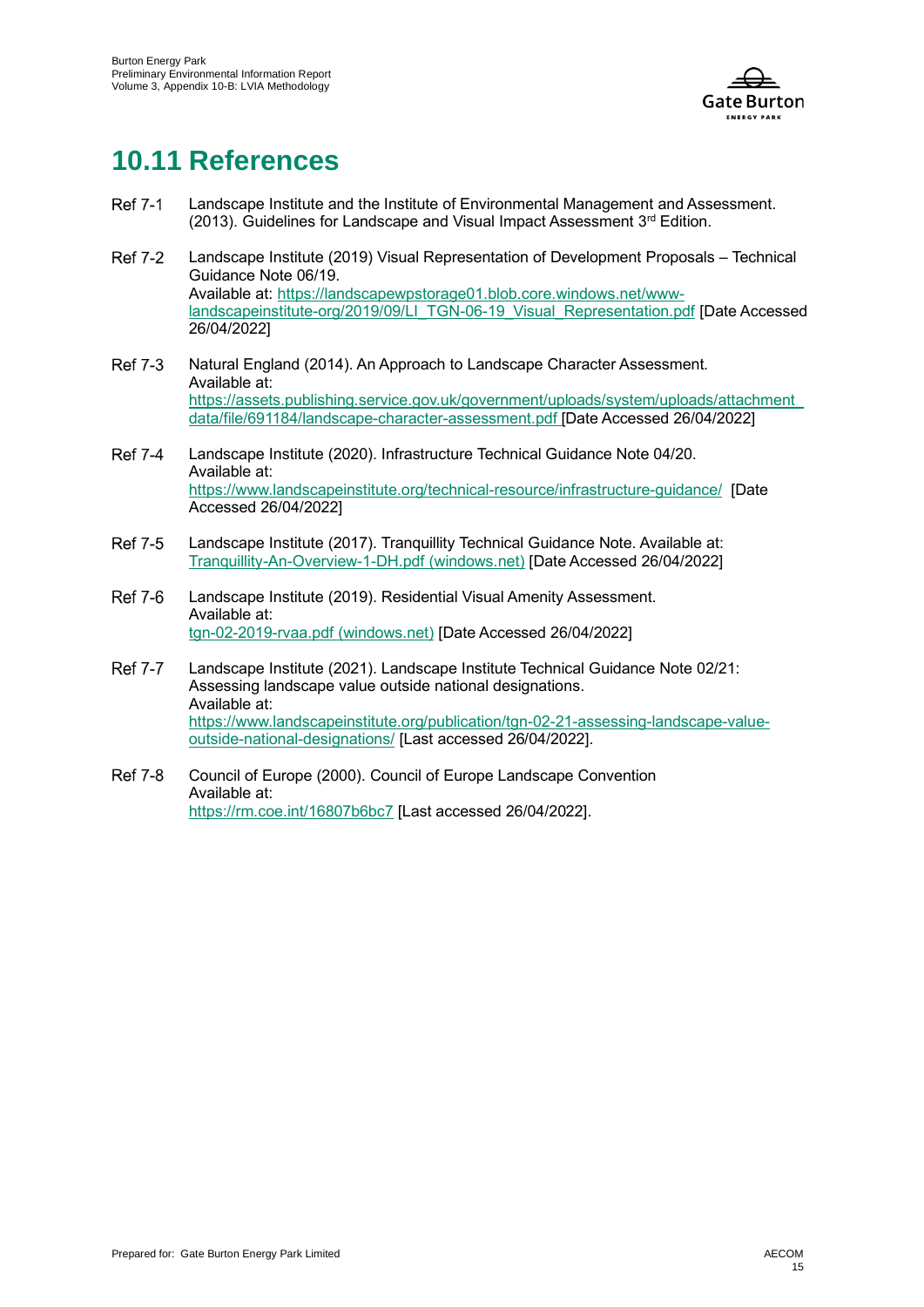## 10.11 References

Ref 7-1 Landscape Institute and the Institute of Environmental Management and Assessment. (2013). Guidelines for Landscape and Visual Impact Assessment 3rd Edition.

Ref 7-2 Landscape Institute (2019) Visual Representation of Development Proposals – Technical Guidance Note 06/19.
Available at: https://landscapewpstorage01.blob.core.windows.net/www-landscapeinstitute-org/2019/09/LI_TGN-06-19_Visual_Representation.pdf [Date Accessed 26/04/2022]

Ref 7-3 Natural England (2014). An Approach to Landscape Character Assessment.
Available at:
https://assets.publishing.service.gov.uk/government/uploads/system/uploads/attachment_data/file/691184/landscape-character-assessment.pdf [Date Accessed 26/04/2022]

Ref 7-4 Landscape Institute (2020). Infrastructure Technical Guidance Note 04/20.
Available at:
https://www.landscapeinstitute.org/technical-resource/infrastructure-guidance/ [Date Accessed 26/04/2022]

Ref 7-5 Landscape Institute (2017). Tranquillity Technical Guidance Note. Available at: Tranquillity-An-Overview-1-DH.pdf (windows.net) [Date Accessed 26/04/2022]

Ref 7-6 Landscape Institute (2019). Residential Visual Amenity Assessment.
Available at:
tgn-02-2019-rvaa.pdf (windows.net) [Date Accessed 26/04/2022]

Ref 7-7 Landscape Institute (2021). Landscape Institute Technical Guidance Note 02/21: Assessing landscape value outside national designations.
Available at:
https://www.landscapeinstitute.org/publication/tgn-02-21-assessing-landscape-value-outside-national-designations/ [Last accessed 26/04/2022].

Ref 7-8 Council of Europe (2000). Council of Europe Landscape Convention
Available at:
https://rm.coe.int/16807b6bc7 [Last accessed 26/04/2022].